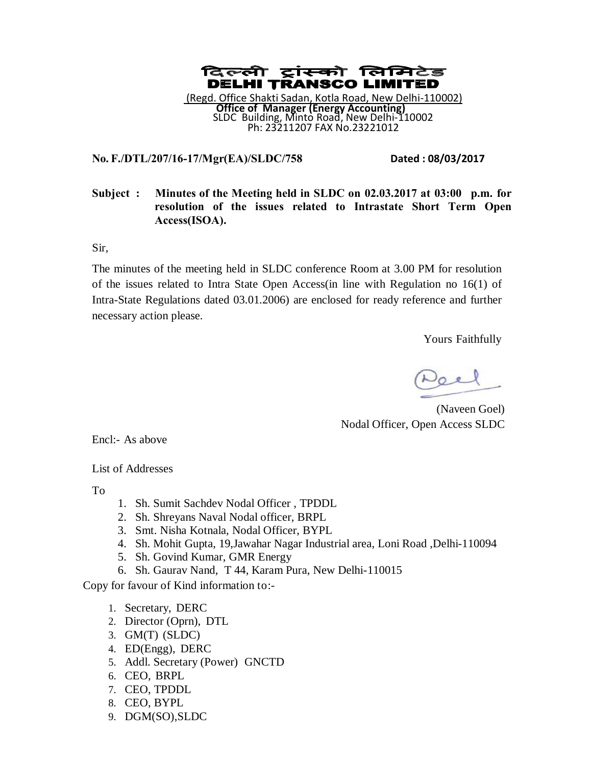# दिल्ली ट्रांस्को लिमिटेड
# DELHI TRANSCO LIMITED

(Regd. Office Shakti Sadan, Kotla Road, New Delhi-110002)
**Office of Manager (Energy Accounting)**
SLDC Building, Minto Road, New Delhi-110002
Ph: 23211207 FAX No.23221012

**No. F./DTL/207/16-17/Mgr(EA)/SLDC/758** **Dated : 08/03/2017**

**Subject : Minutes of the Meeting held in SLDC on 02.03.2017 at 03:00 p.m. for resolution of the issues related to Intrastate Short Term Open Access(ISOA).**

Sir,

The minutes of the meeting held in SLDC conference Room at 3.00 PM for resolution of the issues related to Intra State Open Access(in line with Regulation no 16(1) of Intra-State Regulations dated 03.01.2006) are enclosed for ready reference and further necessary action please.

Yours Faithfully

(Naveen Goel)
Nodal Officer, Open Access SLDC

Encl:- As above

List of Addresses

To

1. Sh. Sumit Sachdev Nodal Officer , TPDDL
2. Sh. Shreyans Naval Nodal officer, BRPL
3. Smt. Nisha Kotnala, Nodal Officer, BYPL
4. Sh. Mohit Gupta, 19,Jawahar Nagar Industrial area, Loni Road ,Delhi-110094
5. Sh. Govind Kumar, GMR Energy
6. Sh. Gaurav Nand, T 44, Karam Pura, New Delhi-110015

Copy for favour of Kind information to:-

1. Secretary, DERC
2. Director (Oprn), DTL
3. GM(T) (SLDC)
4. ED(Engg), DERC
5. Addl. Secretary (Power) GNCTD
6. CEO, BRPL
7. CEO, TPDDL
8. CEO, BYPL
9. DGM(SO),SLDC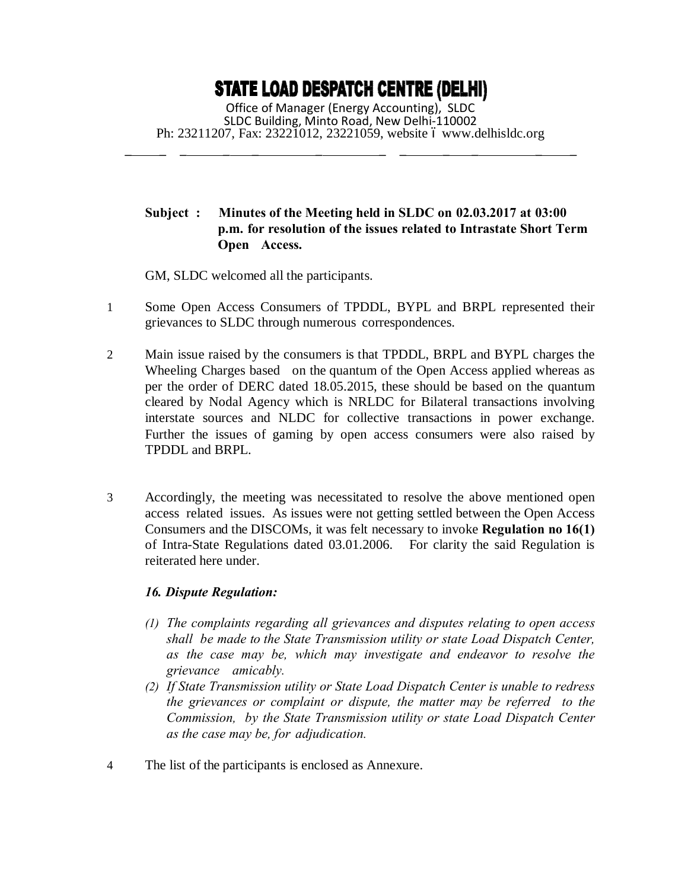# STATE LOAD DESPATCH CENTRE (DELHI)

Office of Manager (Energy Accounting), SLDC
SLDC Building, Minto Road, New Delhi-110002
Ph: 23211207, Fax: 23221012, 23221059, website – www.delhisldc.org

**Subject : Minutes of the Meeting held in SLDC on 02.03.2017 at 03:00 p.m. for resolution of the issues related to Intrastate Short Term Open Access.**

GM, SLDC welcomed all the participants.

1. Some Open Access Consumers of TPDDL, BYPL and BRPL represented their grievances to SLDC through numerous correspondences.

2. Main issue raised by the consumers is that TPDDL, BRPL and BYPL charges the Wheeling Charges based on the quantum of the Open Access applied whereas as per the order of DERC dated 18.05.2015, these should be based on the quantum cleared by Nodal Agency which is NRLDC for Bilateral transactions involving interstate sources and NLDC for collective transactions in power exchange. Further the issues of gaming by open access consumers were also raised by TPDDL and BRPL.

3. Accordingly, the meeting was necessitated to resolve the above mentioned open access related issues. As issues were not getting settled between the Open Access Consumers and the DISCOMs, it was felt necessary to invoke **Regulation no 16(1)** of Intra-State Regulations dated 03.01.2006. For clarity the said Regulation is reiterated here under.

   ***16. Dispute Regulation:***

   *(1) The complaints regarding all grievances and disputes relating to open access shall be made to the State Transmission utility or state Load Dispatch Center, as the case may be, which may investigate and endeavor to resolve the grievance amicably.*
   
   *(2) If State Transmission utility or State Load Dispatch Center is unable to redress the grievances or complaint or dispute, the matter may be referred to the Commission, by the State Transmission utility or state Load Dispatch Center as the case may be, for adjudication.*

4. The list of the participants is enclosed as Annexure.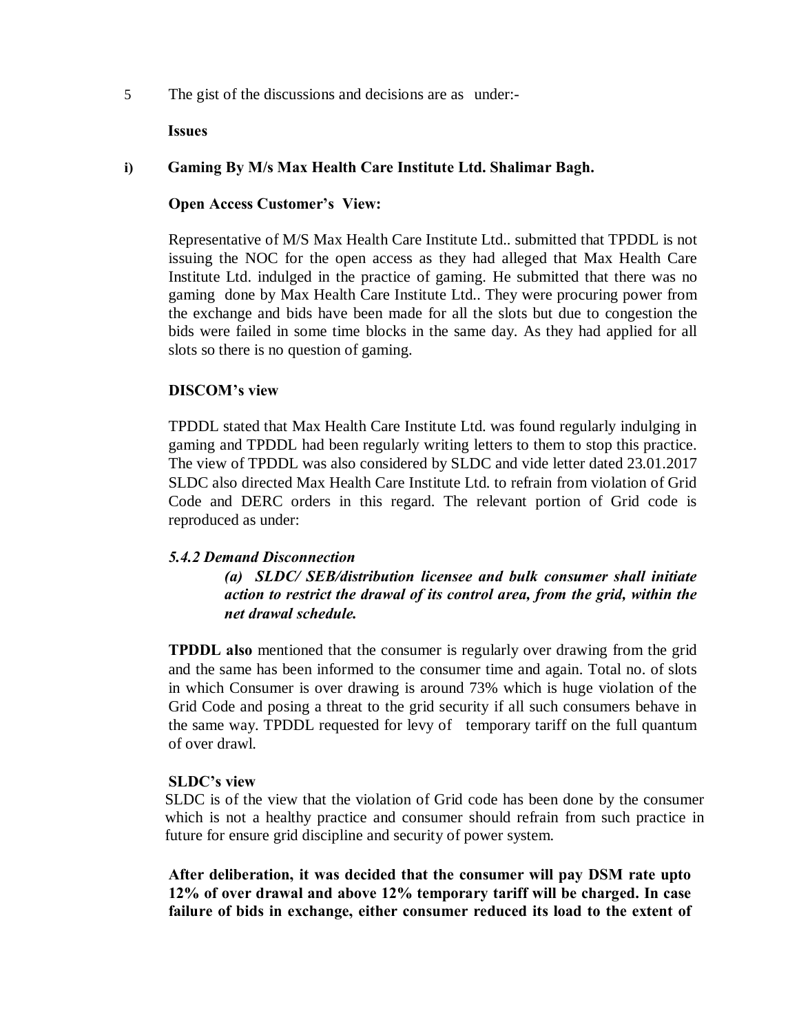5 The gist of the discussions and decisions are as under:-

**Issues**

**i) Gaming By M/s Max Health Care Institute Ltd. Shalimar Bagh.**

**Open Access Customer's View:**

Representative of M/S Max Health Care Institute Ltd.. submitted that TPDDL is not issuing the NOC for the open access as they had alleged that Max Health Care Institute Ltd. indulged in the practice of gaming. He submitted that there was no gaming done by Max Health Care Institute Ltd.. They were procuring power from the exchange and bids have been made for all the slots but due to congestion the bids were failed in some time blocks in the same day. As they had applied for all slots so there is no question of gaming.

**DISCOM's view**

TPDDL stated that Max Health Care Institute Ltd. was found regularly indulging in gaming and TPDDL had been regularly writing letters to them to stop this practice. The view of TPDDL was also considered by SLDC and vide letter dated 23.01.2017 SLDC also directed Max Health Care Institute Ltd. to refrain from violation of Grid Code and DERC orders in this regard. The relevant portion of Grid code is reproduced as under:

***5.4.2 Demand Disconnection***

> ***(a) SLDC/ SEB/distribution licensee and bulk consumer shall initiate action to restrict the drawal of its control area, from the grid, within the net drawal schedule.***

**TPDDL also** mentioned that the consumer is regularly over drawing from the grid and the same has been informed to the consumer time and again. Total no. of slots in which Consumer is over drawing is around 73% which is huge violation of the Grid Code and posing a threat to the grid security if all such consumers behave in the same way. TPDDL requested for levy of temporary tariff on the full quantum of over drawl.

**SLDC's view**

SLDC is of the view that the violation of Grid code has been done by the consumer which is not a healthy practice and consumer should refrain from such practice in future for ensure grid discipline and security of power system.

**After deliberation, it was decided that the consumer will pay DSM rate upto 12% of over drawal and above 12% temporary tariff will be charged. In case failure of bids in exchange, either consumer reduced its load to the extent of**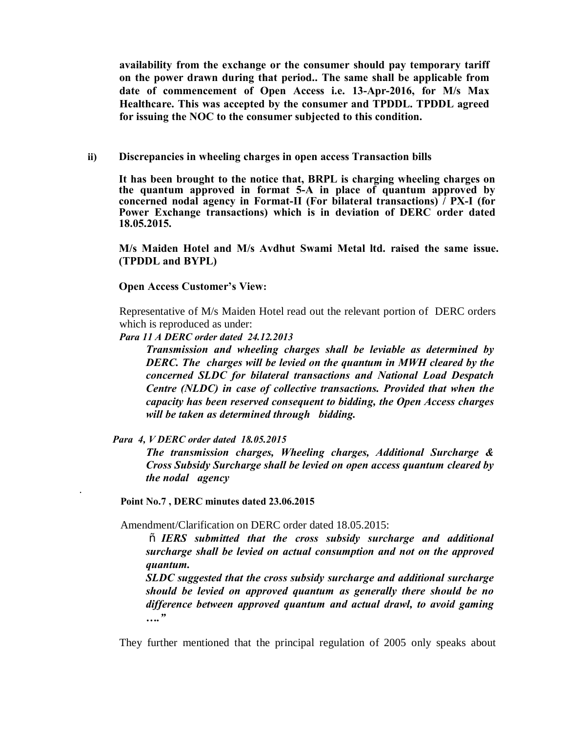**availability from the exchange or the consumer should pay temporary tariff on the power drawn during that period.. The same shall be applicable from date of commencement of Open Access i.e. 13-Apr-2016, for M/s Max Healthcare. This was accepted by the consumer and TPDDL. TPDDL agreed for issuing the NOC to the consumer subjected to this condition.**

**ii) Discrepancies in wheeling charges in open access Transaction bills**

**It has been brought to the notice that, BRPL is charging wheeling charges on the quantum approved in format 5-A in place of quantum approved by concerned nodal agency in Format-II (For bilateral transactions) / PX-I (for Power Exchange transactions) which is in deviation of DERC order dated 18.05.2015.**

**M/s Maiden Hotel and M/s Avdhut Swami Metal ltd. raised the same issue. (TPDDL and BYPL)**

**Open Access Customer's View:**

Representative of M/s Maiden Hotel read out the relevant portion of DERC orders which is reproduced as under:

***Para 11 A DERC order dated 24.12.2013***

> ***Transmission and wheeling charges shall be leviable as determined by DERC. The charges will be levied on the quantum in MWH cleared by the concerned SLDC for bilateral transactions and National Load Despatch Centre (NLDC) in case of collective transactions. Provided that when the capacity has been reserved consequent to bidding, the Open Access charges will be taken as determined through bidding.***

***Para 4, V DERC order dated 18.05.2015***

> ***The transmission charges, Wheeling charges, Additional Surcharge & Cross Subsidy Surcharge shall be levied on open access quantum cleared by the nodal agency***

.

**Point No.7 , DERC minutes dated 23.06.2015**

Amendment/Clarification on DERC order dated 18.05.2015:

> ñ ***IERS submitted that the cross subsidy surcharge and additional surcharge shall be levied on actual consumption and not on the approved quantum.***
>
> ***SLDC suggested that the cross subsidy surcharge and additional surcharge should be levied on approved quantum as generally there should be no difference between approved quantum and actual drawl, to avoid gaming …."***

They further mentioned that the principal regulation of 2005 only speaks about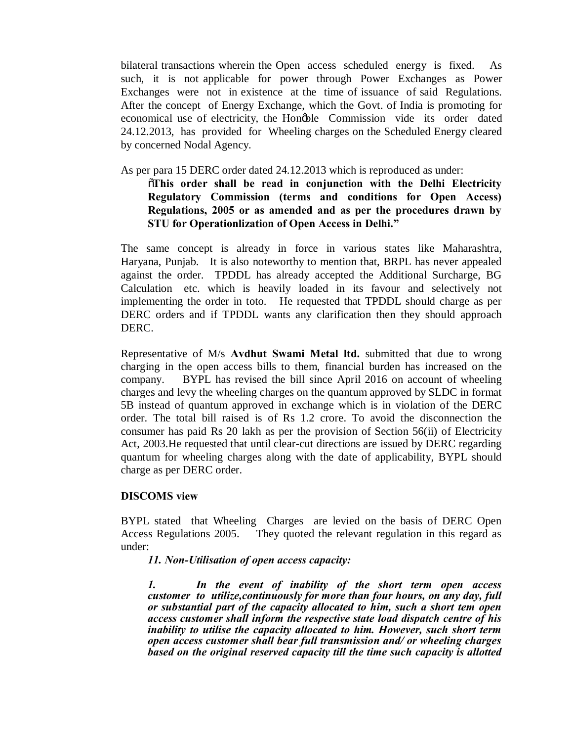bilateral transactions wherein the Open access scheduled energy is fixed. As such, it is not applicable for power through Power Exchanges as Power Exchanges were not in existence at the time of issuance of said Regulations. After the concept of Energy Exchange, which the Govt. of India is promoting for economical use of electricity, the Hon'ble Commission vide its order dated 24.12.2013, has provided for Wheeling charges on the Scheduled Energy cleared by concerned Nodal Agency.

As per para 15 DERC order dated 24.12.2013 which is reproduced as under:

> **"This order shall be read in conjunction with the Delhi Electricity Regulatory Commission (terms and conditions for Open Access) Regulations, 2005 or as amended and as per the procedures drawn by STU for Operationlization of Open Access in Delhi."**

The same concept is already in force in various states like Maharashtra, Haryana, Punjab. It is also noteworthy to mention that, BRPL has never appealed against the order. TPDDL has already accepted the Additional Surcharge, BG Calculation etc. which is heavily loaded in its favour and selectively not implementing the order in toto. He requested that TPDDL should charge as per DERC orders and if TPDDL wants any clarification then they should approach DERC.

Representative of M/s **Avdhut Swami Metal ltd.** submitted that due to wrong charging in the open access bills to them, financial burden has increased on the company. BYPL has revised the bill since April 2016 on account of wheeling charges and levy the wheeling charges on the quantum approved by SLDC in format 5B instead of quantum approved in exchange which is in violation of the DERC order. The total bill raised is of Rs 1.2 crore. To avoid the disconnection the consumer has paid Rs 20 lakh as per the provision of Section 56(ii) of Electricity Act, 2003.He requested that until clear-cut directions are issued by DERC regarding quantum for wheeling charges along with the date of applicability, BYPL should charge as per DERC order.

**DISCOMS view**

BYPL stated that Wheeling Charges are levied on the basis of DERC Open Access Regulations 2005. They quoted the relevant regulation in this regard as under:

***11. Non-Utilisation of open access capacity:***

***1. In the event of inability of the short term open access customer to utilize,continuously for more than four hours, on any day, full or substantial part of the capacity allocated to him, such a short tem open access customer shall inform the respective state load dispatch centre of his inability to utilise the capacity allocated to him. However, such short term open access customer shall bear full transmission and/ or wheeling charges based on the original reserved capacity till the time such capacity is allotted***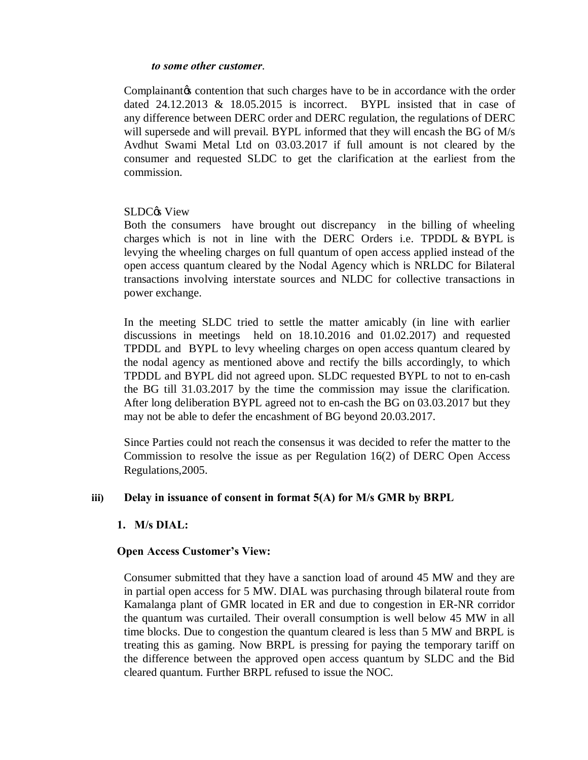*to some other customer.*

Complainantｧs contention that such charges have to be in accordance with the order dated 24.12.2013 & 18.05.2015 is incorrect. BYPL insisted that in case of any difference between DERC order and DERC regulation, the regulations of DERC will supersede and will prevail. BYPL informed that they will encash the BG of M/s Avdhut Swami Metal Ltd on 03.03.2017 if full amount is not cleared by the consumer and requested SLDC to get the clarification at the earliest from the commission.

SLDCｧs View

Both the consumers have brought out discrepancy in the billing of wheeling charges which is not in line with the DERC Orders i.e. TPDDL & BYPL is levying the wheeling charges on full quantum of open access applied instead of the open access quantum cleared by the Nodal Agency which is NRLDC for Bilateral transactions involving interstate sources and NLDC for collective transactions in power exchange.

In the meeting SLDC tried to settle the matter amicably (in line with earlier discussions in meetings held on 18.10.2016 and 01.02.2017) and requested TPDDL and BYPL to levy wheeling charges on open access quantum cleared by the nodal agency as mentioned above and rectify the bills accordingly, to which TPDDL and BYPL did not agreed upon. SLDC requested BYPL to not to en-cash the BG till 31.03.2017 by the time the commission may issue the clarification. After long deliberation BYPL agreed not to en-cash the BG on 03.03.2017 but they may not be able to defer the encashment of BG beyond 20.03.2017.

Since Parties could not reach the consensus it was decided to refer the matter to the Commission to resolve the issue as per Regulation 16(2) of DERC Open Access Regulations,2005.

**iii) Delay in issuance of consent in format 5(A) for M/s GMR by BRPL**

**1. M/s DIAL:**

**Open Access Customer's View:**

Consumer submitted that they have a sanction load of around 45 MW and they are in partial open access for 5 MW. DIAL was purchasing through bilateral route from Kamalanga plant of GMR located in ER and due to congestion in ER-NR corridor the quantum was curtailed. Their overall consumption is well below 45 MW in all time blocks. Due to congestion the quantum cleared is less than 5 MW and BRPL is treating this as gaming. Now BRPL is pressing for paying the temporary tariff on the difference between the approved open access quantum by SLDC and the Bid cleared quantum. Further BRPL refused to issue the NOC.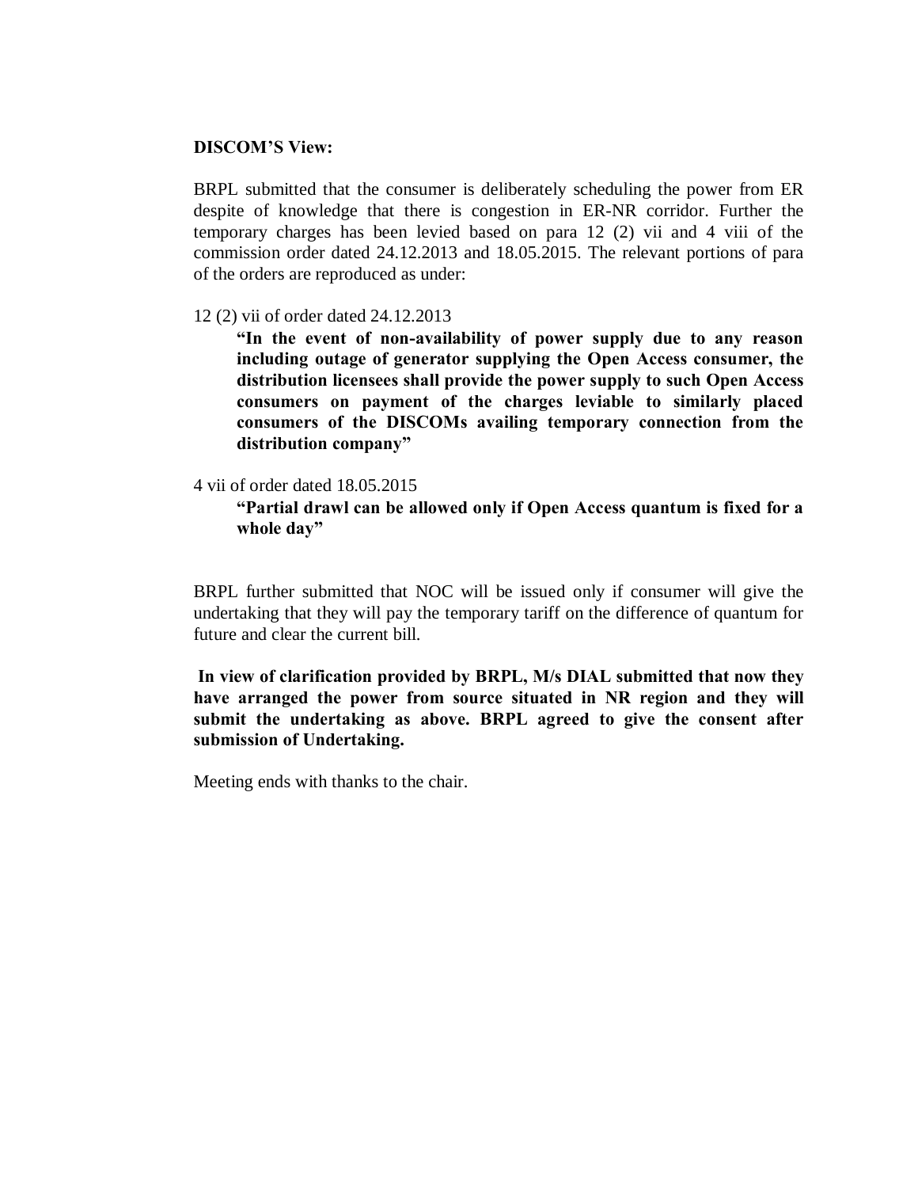**DISCOM'S View:**

BRPL submitted that the consumer is deliberately scheduling the power from ER despite of knowledge that there is congestion in ER-NR corridor. Further the temporary charges has been levied based on para 12 (2) vii and 4 viii of the commission order dated 24.12.2013 and 18.05.2015. The relevant portions of para of the orders are reproduced as under:

12 (2) vii of order dated 24.12.2013

> **"In the event of non-availability of power supply due to any reason including outage of generator supplying the Open Access consumer, the distribution licensees shall provide the power supply to such Open Access consumers on payment of the charges leviable to similarly placed consumers of the DISCOMs availing temporary connection from the distribution company"**

4 vii of order dated 18.05.2015

> **"Partial drawl can be allowed only if Open Access quantum is fixed for a whole day"**

BRPL further submitted that NOC will be issued only if consumer will give the undertaking that they will pay the temporary tariff on the difference of quantum for future and clear the current bill.

**In view of clarification provided by BRPL, M/s DIAL submitted that now they have arranged the power from source situated in NR region and they will submit the undertaking as above. BRPL agreed to give the consent after submission of Undertaking.**

Meeting ends with thanks to the chair.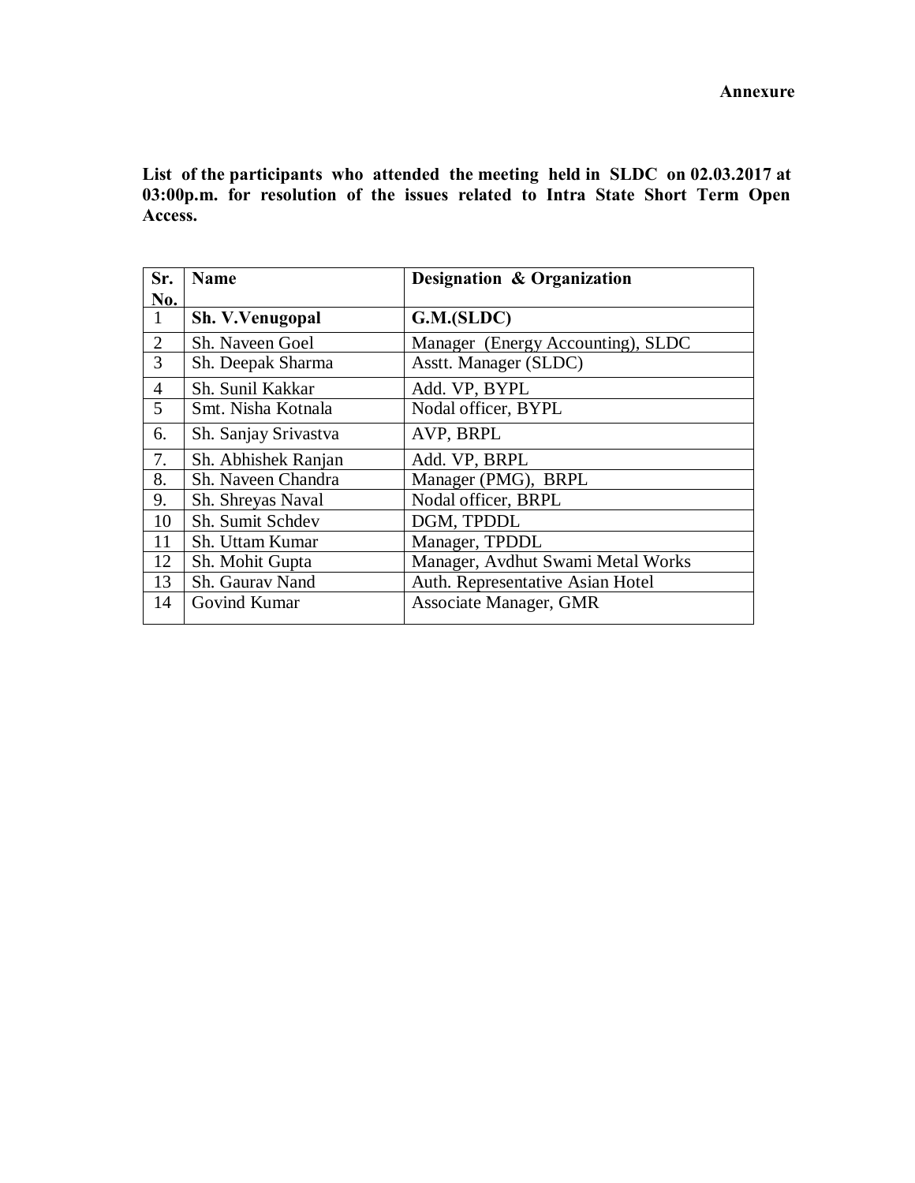**Annexure**

**List of the participants who attended the meeting held in SLDC on 02.03.2017 at 03:00p.m. for resolution of the issues related to Intra State Short Term Open Access.**

| Sr. No. | Name | Designation & Organization |
|---|---|---|
| 1 | **Sh. V.Venugopal** | **G.M.(SLDC)** |
| 2 | Sh. Naveen Goel | Manager (Energy Accounting), SLDC |
| 3 | Sh. Deepak Sharma | Asstt. Manager (SLDC) |
| 4 | Sh. Sunil Kakkar | Add. VP, BYPL |
| 5 | Smt. Nisha Kotnala | Nodal officer, BYPL |
| 6. | Sh. Sanjay Srivastva | AVP, BRPL |
| 7. | Sh. Abhishek Ranjan | Add. VP, BRPL |
| 8. | Sh. Naveen Chandra | Manager (PMG), BRPL |
| 9. | Sh. Shreyas Naval | Nodal officer, BRPL |
| 10 | Sh. Sumit Schdev | DGM, TPDDL |
| 11 | Sh. Uttam Kumar | Manager, TPDDL |
| 12 | Sh. Mohit Gupta | Manager, Avdhut Swami Metal Works |
| 13 | Sh. Gaurav Nand | Auth. Representative Asian Hotel |
| 14 | Govind Kumar | Associate Manager, GMR |